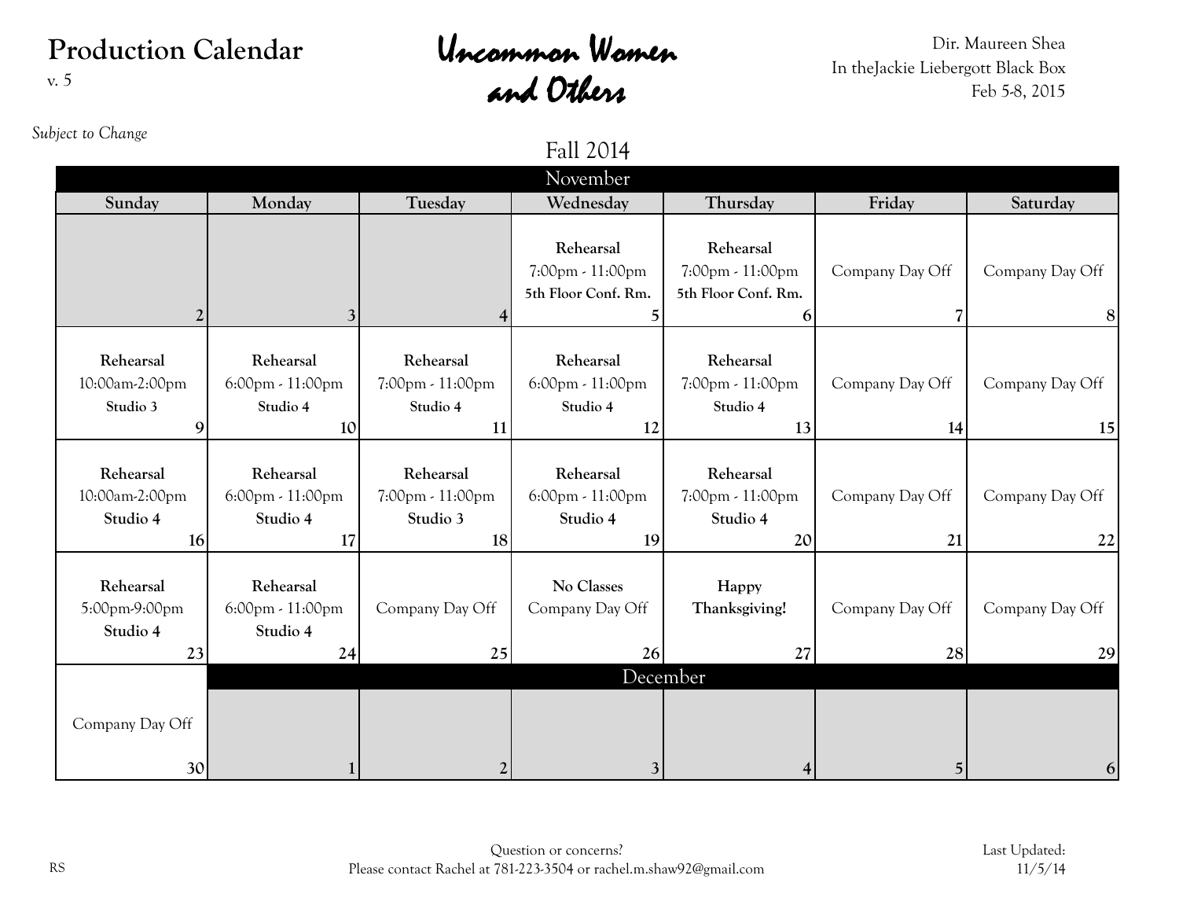# Production Calendar

v. 5

# Uncommon Women and Others

Dir. Maureen Shea
In theJackie Liebergott Black Box
Feb 5-8, 2015

*Subject to Change*

## Fall 2014

| November | | | | | | |
|---|---|---|---|---|---|---|
| **Sunday** | **Monday** | **Tuesday** | **Wednesday** | **Thursday** | **Friday** | **Saturday** |
| 2 | 3 | 4 | **Rehearsal** 7:00pm - 11:00pm **5th Floor Conf. Rm.** 5 | **Rehearsal** 7:00pm - 11:00pm **5th Floor Conf. Rm.** 6 | Company Day Off 7 | Company Day Off 8 |
| **Rehearsal** 10:00am-2:00pm **Studio 3** 9 | **Rehearsal** 6:00pm - 11:00pm **Studio 4** 10 | **Rehearsal** 7:00pm - 11:00pm **Studio 4** 11 | **Rehearsal** 6:00pm - 11:00pm **Studio 4** 12 | **Rehearsal** 7:00pm - 11:00pm **Studio 4** 13 | Company Day Off 14 | Company Day Off 15 |
| **Rehearsal** 10:00am-2:00pm **Studio 4** 16 | **Rehearsal** 6:00pm - 11:00pm **Studio 4** 17 | **Rehearsal** 7:00pm - 11:00pm **Studio 3** 18 | **Rehearsal** 6:00pm - 11:00pm **Studio 4** 19 | **Rehearsal** 7:00pm - 11:00pm **Studio 4** 20 | Company Day Off 21 | Company Day Off 22 |
| **Rehearsal** 5:00pm-9:00pm **Studio 4** 23 | **Rehearsal** 6:00pm - 11:00pm **Studio 4** 24 | Company Day Off 25 | **No Classes** Company Day Off 26 | **Happy Thanksgiving!** 27 | Company Day Off 28 | Company Day Off 29 |
| Company Day Off 30 | **December** 1 | 2 | 3 | 4 | 5 | 6 |

RS

Question or concerns?
Please contact Rachel at 781-223-3504 or rachel.m.shaw92@gmail.com

Last Updated:
11/5/14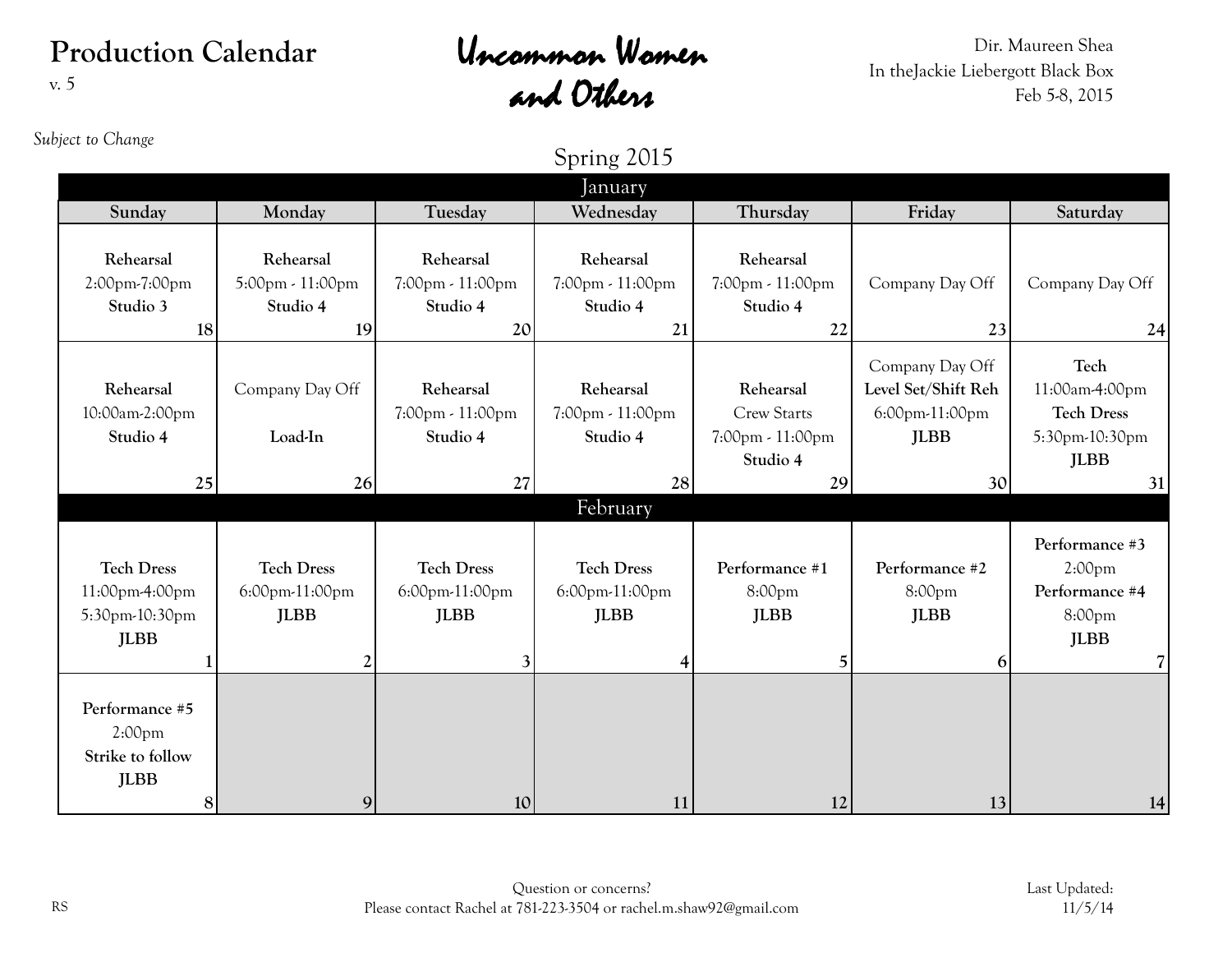# Production Calendar

v. 5

## Uncommon Women and Others

Dir. Maureen Shea
In theJackie Liebergott Black Box
Feb 5-8, 2015

*Subject to Change*

### Spring 2015

| January | | | | | | |
|---|---|---|---|---|---|---|
| **Sunday** | **Monday** | **Tuesday** | **Wednesday** | **Thursday** | **Friday** | **Saturday** |
| **Rehearsal** 2:00pm-7:00pm **Studio 3** 18 | **Rehearsal** 5:00pm - 11:00pm **Studio 4** 19 | **Rehearsal** 7:00pm - 11:00pm **Studio 4** 20 | **Rehearsal** 7:00pm - 11:00pm **Studio 4** 21 | **Rehearsal** 7:00pm - 11:00pm **Studio 4** 22 | Company Day Off 23 | Company Day Off 24 |
| **Rehearsal** 10:00am-2:00pm **Studio 4** 25 | Company Day Off **Load-In** 26 | **Rehearsal** 7:00pm - 11:00pm **Studio 4** 27 | **Rehearsal** 7:00pm - 11:00pm **Studio 4** 28 | **Rehearsal** Crew Starts 7:00pm - 11:00pm **Studio 4** 29 | Company Day Off **Level Set/Shift Reh** 6:00pm-11:00pm **JLBB** 30 | **Tech** 11:00am-4:00pm **Tech Dress** 5:30pm-10:30pm **JLBB** 31 |
| **February** | | | | | | |
| **Tech Dress** 11:00pm-4:00pm 5:30pm-10:30pm **JLBB** 1 | **Tech Dress** 6:00pm-11:00pm **JLBB** 2 | **Tech Dress** 6:00pm-11:00pm **JLBB** 3 | **Tech Dress** 6:00pm-11:00pm **JLBB** 4 | **Performance #1** 8:00pm **JLBB** 5 | **Performance #2** 8:00pm **JLBB** 6 | **Performance #3** 2:00pm **Performance #4** 8:00pm **JLBB** 7 |
| **Performance #5** 2:00pm **Strike to follow** **JLBB** 8 | 9 | 10 | 11 | 12 | 13 | 14 |

RS

Question or concerns?
Please contact Rachel at 781-223-3504 or rachel.m.shaw92@gmail.com

Last Updated:
11/5/14